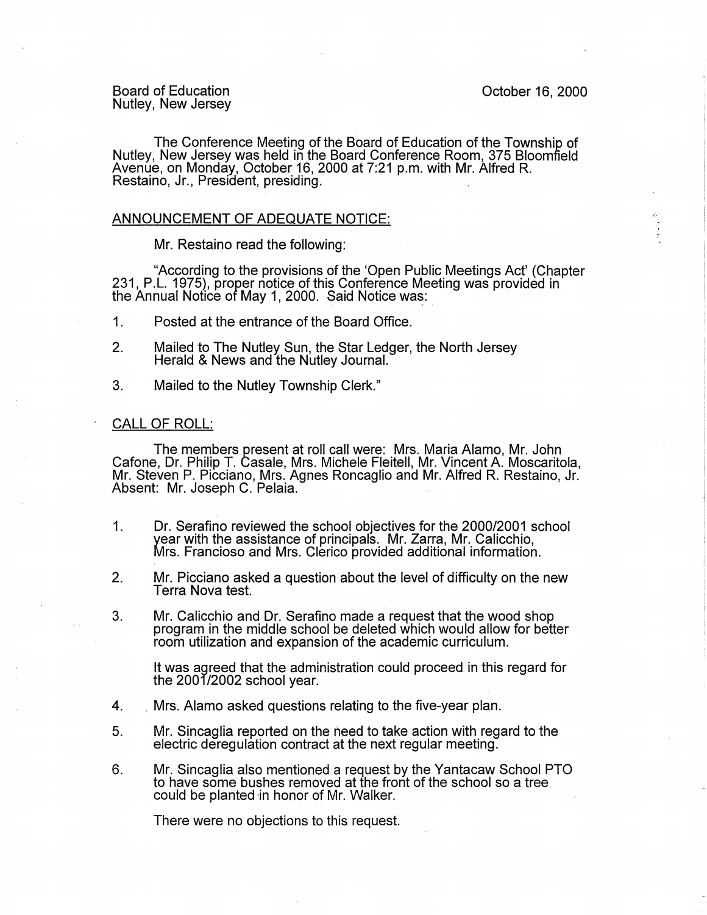Board of Education
Nutley, New Jersey

October 16, 2000

The Conference Meeting of the Board of Education of the Township of Nutley, New Jersey was held in the Board Conference Room, 375 Bloomfield Avenue, on Monday, October 16, 2000 at 7:21 p.m. with Mr. Alfred R. Restaino, Jr., President, presiding.

## ANNOUNCEMENT OF ADEQUATE NOTICE:

Mr. Restaino read the following:

"According to the provisions of the 'Open Public Meetings Act' (Chapter 231, P.L. 1975), proper notice of this Conference Meeting was provided in the Annual Notice of May 1, 2000. Said Notice was:

1. Posted at the entrance of the Board Office.
2. Mailed to The Nutley Sun, the Star Ledger, the North Jersey Herald & News and the Nutley Journal.
3. Mailed to the Nutley Township Clerk."

## CALL OF ROLL:

The members present at roll call were: Mrs. Maria Alamo, Mr. John Cafone, Dr. Philip T. Casale, Mrs. Michele Fleitell, Mr. Vincent A. Moscaritola, Mr. Steven P. Picciano, Mrs. Agnes Roncaglio and Mr. Alfred R. Restaino, Jr. Absent: Mr. Joseph C. Pelaia.

1. Dr. Serafino reviewed the school objectives for the 2000/2001 school year with the assistance of principals. Mr. Zarra, Mr. Calicchio, Mrs. Francioso and Mrs. Clerico provided additional information.

2. Mr. Picciano asked a question about the level of difficulty on the new Terra Nova test.

3. Mr. Calicchio and Dr. Serafino made a request that the wood shop program in the middle school be deleted which would allow for better room utilization and expansion of the academic curriculum.

   It was agreed that the administration could proceed in this regard for the 2001/2002 school year.

4. Mrs. Alamo asked questions relating to the five-year plan.

5. Mr. Sincaglia reported on the need to take action with regard to the electric deregulation contract at the next regular meeting.

6. Mr. Sincaglia also mentioned a request by the Yantacaw School PTO to have some bushes removed at the front of the school so a tree could be planted in honor of Mr. Walker.

   There were no objections to this request.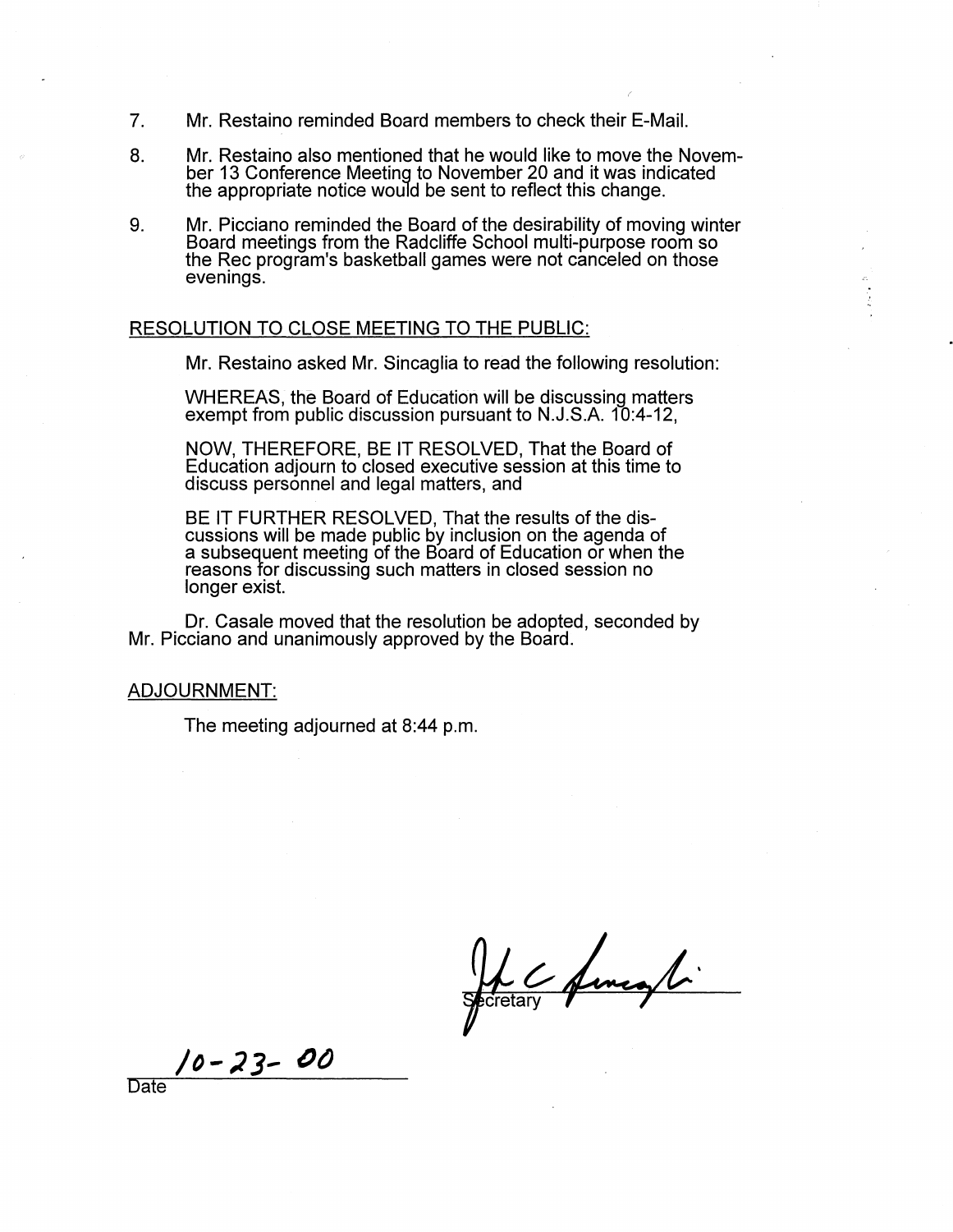7. Mr. Restaino reminded Board members to check their E-Mail.

8. Mr. Restaino also mentioned that he would like to move the November 13 Conference Meeting to November 20 and it was indicated the appropriate notice would be sent to reflect this change.

9. Mr. Picciano reminded the Board of the desirability of moving winter Board meetings from the Radcliffe School multi-purpose room so the Rec program's basketball games were not canceled on those evenings.

RESOLUTION TO CLOSE MEETING TO THE PUBLIC:

Mr. Restaino asked Mr. Sincaglia to read the following resolution:

WHEREAS, the Board of Education will be discussing matters exempt from public discussion pursuant to N.J.S.A. 10:4-12,

NOW, THEREFORE, BE IT RESOLVED, That the Board of Education adjourn to closed executive session at this time to discuss personnel and legal matters, and

BE IT FURTHER RESOLVED, That the results of the discussions will be made public by inclusion on the agenda of a subsequent meeting of the Board of Education or when the reasons for discussing such matters in closed session no longer exist.

Dr. Casale moved that the resolution be adopted, seconded by Mr. Picciano and unanimously approved by the Board.

ADJOURNMENT:

The meeting adjourned at 8:44 p.m.

Secretary

10-23-00
Date